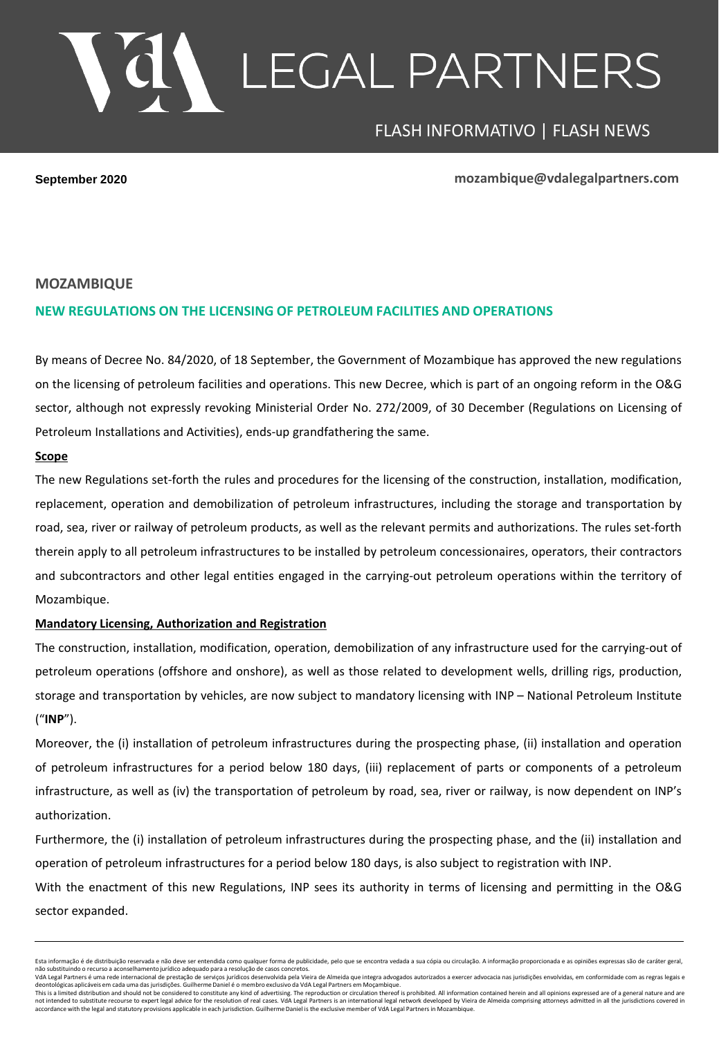# VdA LEGAL PARTNERS

FLASH INFORMATIVO | FLASH NEWS

**September 2020** **mozambique@vdalegalpartners.com**

## MOZAMBIQUE

## NEW REGULATIONS ON THE LICENSING OF PETROLEUM FACILITIES AND OPERATIONS

By means of Decree No. 84/2020, of 18 September, the Government of Mozambique has approved the new regulations on the licensing of petroleum facilities and operations. This new Decree, which is part of an ongoing reform in the O&G sector, although not expressly revoking Ministerial Order No. 272/2009, of 30 December (Regulations on Licensing of Petroleum Installations and Activities), ends-up grandfathering the same.

**Scope**

The new Regulations set-forth the rules and procedures for the licensing of the construction, installation, modification, replacement, operation and demobilization of petroleum infrastructures, including the storage and transportation by road, sea, river or railway of petroleum products, as well as the relevant permits and authorizations. The rules set-forth therein apply to all petroleum infrastructures to be installed by petroleum concessionaires, operators, their contractors and subcontractors and other legal entities engaged in the carrying-out petroleum operations within the territory of Mozambique.

**Mandatory Licensing, Authorization and Registration**

The construction, installation, modification, operation, demobilization of any infrastructure used for the carrying-out of petroleum operations (offshore and onshore), as well as those related to development wells, drilling rigs, production, storage and transportation by vehicles, are now subject to mandatory licensing with INP – National Petroleum Institute ("**INP**").

Moreover, the (i) installation of petroleum infrastructures during the prospecting phase, (ii) installation and operation of petroleum infrastructures for a period below 180 days, (iii) replacement of parts or components of a petroleum infrastructure, as well as (iv) the transportation of petroleum by road, sea, river or railway, is now dependent on INP's authorization.

Furthermore, the (i) installation of petroleum infrastructures during the prospecting phase, and the (ii) installation and operation of petroleum infrastructures for a period below 180 days, is also subject to registration with INP.

With the enactment of this new Regulations, INP sees its authority in terms of licensing and permitting in the O&G sector expanded.

---

Esta informação é de distribuição reservada e não deve ser entendida como qualquer forma de publicidade, pelo que se encontra vedada a sua cópia ou circulação. A informação proporcionada e as opiniões expressas são de caráter geral, não substituindo o recurso a aconselhamento jurídico adequado para a resolução de casos concretos.
VdA Legal Partners é uma rede internacional de prestação de serviços jurídicos desenvolvida pela Vieira de Almeida que integra advogados autorizados a exercer advocacia nas jurisdições envolvidas, em conformidade com as regras legais e deontológicas aplicáveis em cada uma das jurisdições. Guilherme Daniel é o membro exclusivo da VdA Legal Partners em Moçambique.
This is a limited distribution and should not be considered to constitute any kind of advertising. The reproduction or circulation thereof is prohibited. All information contained herein and all opinions expressed are of a general nature and are not intended to substitute recourse to expert legal advice for the resolution of real cases. VdA Legal Partners is an international legal network developed by Vieira de Almeida comprising attorneys admitted in all the jurisdictions covered in accordance with the legal and statutory provisions applicable in each jurisdiction. Guilherme Daniel is the exclusive member of VdA Legal Partners in Mozambique.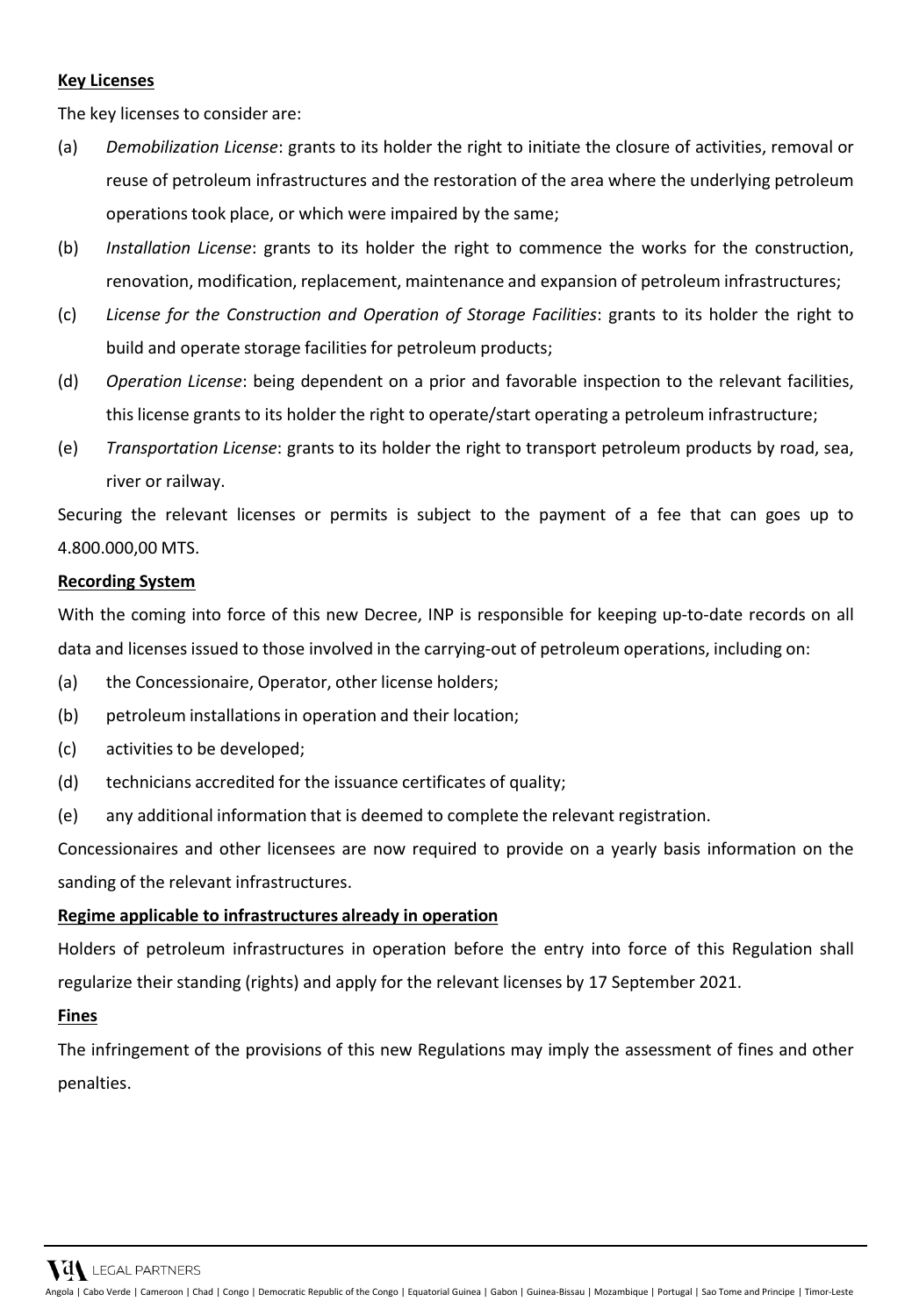**Key Licenses**

The key licenses to consider are:

(a) *Demobilization License*: grants to its holder the right to initiate the closure of activities, removal or reuse of petroleum infrastructures and the restoration of the area where the underlying petroleum operations took place, or which were impaired by the same;

(b) *Installation License*: grants to its holder the right to commence the works for the construction, renovation, modification, replacement, maintenance and expansion of petroleum infrastructures;

(c) *License for the Construction and Operation of Storage Facilities*: grants to its holder the right to build and operate storage facilities for petroleum products;

(d) *Operation License*: being dependent on a prior and favorable inspection to the relevant facilities, this license grants to its holder the right to operate/start operating a petroleum infrastructure;

(e) *Transportation License*: grants to its holder the right to transport petroleum products by road, sea, river or railway.

Securing the relevant licenses or permits is subject to the payment of a fee that can goes up to 4.800.000,00 MTS.

**Recording System**

With the coming into force of this new Decree, INP is responsible for keeping up-to-date records on all data and licenses issued to those involved in the carrying-out of petroleum operations, including on:

(a) the Concessionaire, Operator, other license holders;

(b) petroleum installations in operation and their location;

(c) activities to be developed;

(d) technicians accredited for the issuance certificates of quality;

(e) any additional information that is deemed to complete the relevant registration.

Concessionaires and other licensees are now required to provide on a yearly basis information on the sanding of the relevant infrastructures.

**Regime applicable to infrastructures already in operation**

Holders of petroleum infrastructures in operation before the entry into force of this Regulation shall regularize their standing (rights) and apply for the relevant licenses by 17 September 2021.

**Fines**

The infringement of the provisions of this new Regulations may imply the assessment of fines and other penalties.